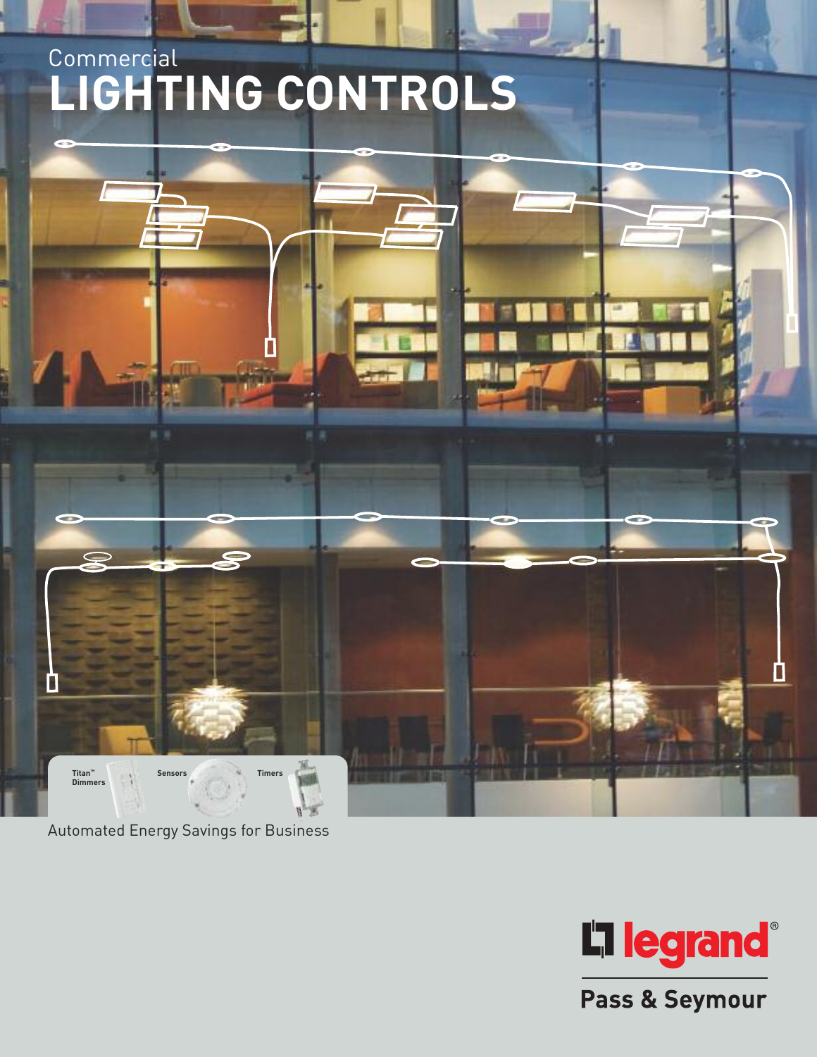Commercial

# LIGHTING CONTROLS

Titan™ Dimmers

Sensors

Timers

Automated Energy Savings for Business

legrand®

Pass & Seymour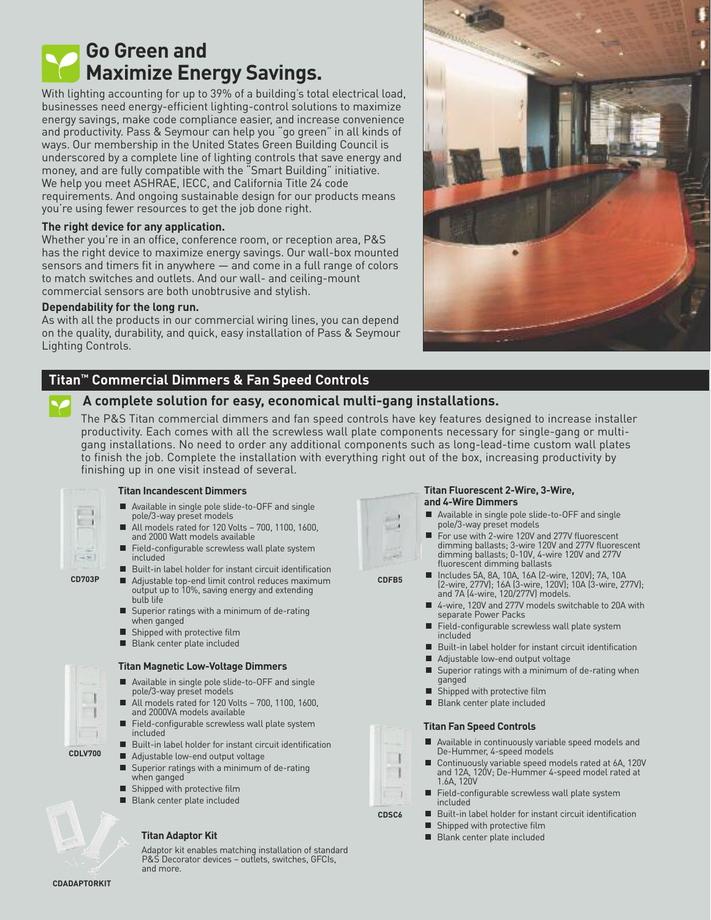# Go Green and Maximize Energy Savings.

With lighting accounting for up to 39% of a building's total electrical load, businesses need energy-efficient lighting-control solutions to maximize energy savings, make code compliance easier, and increase convenience and productivity. Pass & Seymour can help you "go green" in all kinds of ways. Our membership in the United States Green Building Council is underscored by a complete line of lighting controls that save energy and money, and are fully compatible with the "Smart Building" initiative. We help you meet ASHRAE, IECC, and California Title 24 code requirements. And ongoing sustainable design for our products means you're using fewer resources to get the job done right.

**The right device for any application.**
Whether you're in an office, conference room, or reception area, P&S has the right device to maximize energy savings. Our wall-box mounted sensors and timers fit in anywhere — and come in a full range of colors to match switches and outlets. And our wall- and ceiling-mount commercial sensors are both unobtrusive and stylish.

**Dependability for the long run.**
As with all the products in our commercial wiring lines, you can depend on the quality, durability, and quick, easy installation of Pass & Seymour Lighting Controls.

## Titan™ Commercial Dimmers & Fan Speed Controls

### A complete solution for easy, economical multi-gang installations.

The P&S Titan commercial dimmers and fan speed controls have key features designed to increase installer productivity. Each comes with all the screwless wall plate components necessary for single-gang or multi-gang installations. No need to order any additional components such as long-lead-time custom wall plates to finish the job. Complete the installation with everything right out of the box, increasing productivity by finishing up in one visit instead of several.

CD703P

**Titan Incandescent Dimmers**

- Available in single pole slide-to-OFF and single pole/3-way preset models
- All models rated for 120 Volts – 700, 1100, 1600, and 2000 Watt models available
- Field-configurable screwless wall plate system included
- Built-in label holder for instant circuit identification
- Adjustable top-end limit control reduces maximum output up to 10%, saving energy and extending bulb life
- Superior ratings with a minimum of de-rating when ganged
- Shipped with protective film
- Blank center plate included

CDLV700

**Titan Magnetic Low-Voltage Dimmers**

- Available in single pole slide-to-OFF and single pole/3-way preset models
- All models rated for 120 Volts – 700, 1100, 1600, and 2000VA models available
- Field-configurable screwless wall plate system included
- Built-in label holder for instant circuit identification
- Adjustable low-end output voltage
- Superior ratings with a minimum of de-rating when ganged
- Shipped with protective film
- Blank center plate included

CDADAPTORKIT

**Titan Adaptor Kit**

Adaptor kit enables matching installation of standard P&S Decorator devices – outlets, switches, GFCIs, and more.

CDFB5

**Titan Fluorescent 2-Wire, 3-Wire, and 4-Wire Dimmers**

- Available in single pole slide-to-OFF and single pole/3-way preset models
- For use with 2-wire 120V and 277V fluorescent dimming ballasts; 3-wire 120V and 277V fluorescent dimming ballasts; 0-10V, 4-wire 120V and 277V fluorescent dimming ballasts
- Includes 5A, 8A, 10A, 16A (2-wire, 120V); 7A, 10A (2-wire, 277V); 16A (3-wire, 120V); 10A (3-wire, 277V); and 7A (4-wire, 120/277V) models.
- 4-wire, 120V and 277V models switchable to 20A with separate Power Packs
- Field-configurable screwless wall plate system included
- Built-in label holder for instant circuit identification
- Adjustable low-end output voltage
- Superior ratings with a minimum of de-rating when ganged
- Shipped with protective film
- Blank center plate included

CDSC6

**Titan Fan Speed Controls**

- Available in continuously variable speed models and De-Hummer, 4-speed models
- Continuously variable speed models rated at 6A, 120V and 12A, 120V; De-Hummer 4-speed model rated at 1.6A, 120V
- Field-configurable screwless wall plate system included
- Built-in label holder for instant circuit identification
- Shipped with protective film
- Blank center plate included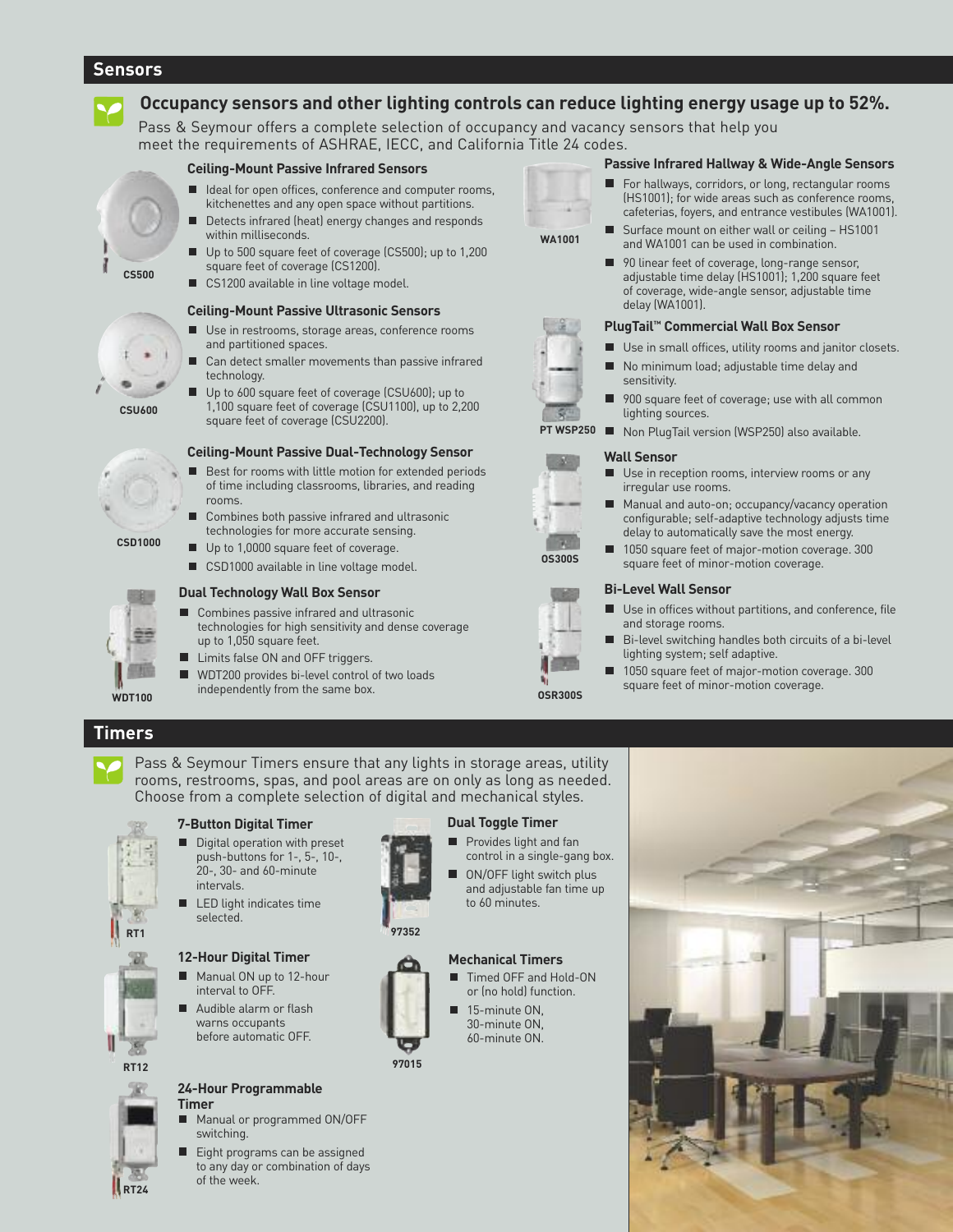## Sensors

### Occupancy sensors and other lighting controls can reduce lighting energy usage up to 52%.

Pass & Seymour offers a complete selection of occupancy and vacancy sensors that help you meet the requirements of ASHRAE, IECC, and California Title 24 codes.

CS500

#### Ceiling-Mount Passive Infrared Sensors

- Ideal for open offices, conference and computer rooms, kitchenettes and any open space without partitions.
- Detects infrared (heat) energy changes and responds within milliseconds.
- Up to 500 square feet of coverage (CS500); up to 1,200 square feet of coverage (CS1200).
- CS1200 available in line voltage model.

CSU600

#### Ceiling-Mount Passive Ultrasonic Sensors

- Use in restrooms, storage areas, conference rooms and partitioned spaces.
- Can detect smaller movements than passive infrared technology.
- Up to 600 square feet of coverage (CSU600); up to 1,100 square feet of coverage (CSU1100), up to 2,200 square feet of coverage (CSU2200).

CSD1000

#### Ceiling-Mount Passive Dual-Technology Sensor

- Best for rooms with little motion for extended periods of time including classrooms, libraries, and reading rooms.
- Combines both passive infrared and ultrasonic technologies for more accurate sensing.
- Up to 1,0000 square feet of coverage.
- CSD1000 available in line voltage model.

WDT100

#### Dual Technology Wall Box Sensor

- Combines passive infrared and ultrasonic technologies for high sensitivity and dense coverage up to 1,050 square feet.
- Limits false ON and OFF triggers.
- WDT200 provides bi-level control of two loads independently from the same box.

WA1001

#### Passive Infrared Hallway & Wide-Angle Sensors

- For hallways, corridors, or long, rectangular rooms (HS1001); for wide areas such as conference rooms, cafeterias, foyers, and entrance vestibules (WA1001).
- Surface mount on either wall or ceiling – HS1001 and WA1001 can be used in combination.
- 90 linear feet of coverage, long-range sensor, adjustable time delay (HS1001); 1,200 square feet of coverage, wide-angle sensor, adjustable time delay (WA1001).

PT WSP250

#### PlugTail™ Commercial Wall Box Sensor

- Use in small offices, utility rooms and janitor closets.
- No minimum load; adjustable time delay and sensitivity.
- 900 square feet of coverage; use with all common lighting sources.
- Non PlugTail version (WSP250) also available.

OS300S

#### Wall Sensor

- Use in reception rooms, interview rooms or any irregular use rooms.
- Manual and auto-on; occupancy/vacancy operation configurable; self-adaptive technology adjusts time delay to automatically save the most energy.
- 1050 square feet of major-motion coverage. 300 square feet of minor-motion coverage.

OSR300S

#### Bi-Level Wall Sensor

- Use in offices without partitions, and conference, file and storage rooms.
- Bi-level switching handles both circuits of a bi-level lighting system; self adaptive.
- 1050 square feet of major-motion coverage. 300 square feet of minor-motion coverage.

## Timers

Pass & Seymour Timers ensure that any lights in storage areas, utility rooms, restrooms, spas, and pool areas are on only as long as needed. Choose from a complete selection of digital and mechanical styles.

RT1

#### 7-Button Digital Timer

- Digital operation with preset push-buttons for 1-, 5-, 10-, 20-, 30- and 60-minute intervals.
- LED light indicates time selected.

RT12

#### 12-Hour Digital Timer

- Manual ON up to 12-hour interval to OFF.
- Audible alarm or flash warns occupants before automatic OFF.

RT24

#### 24-Hour Programmable Timer

- Manual or programmed ON/OFF switching.
- Eight programs can be assigned to any day or combination of days of the week.

97352

#### Dual Toggle Timer

- Provides light and fan control in a single-gang box.
- ON/OFF light switch plus and adjustable fan time up to 60 minutes.

97015

#### Mechanical Timers

- Timed OFF and Hold-ON or (no hold) function.
- 15-minute ON, 30-minute ON, 60-minute ON.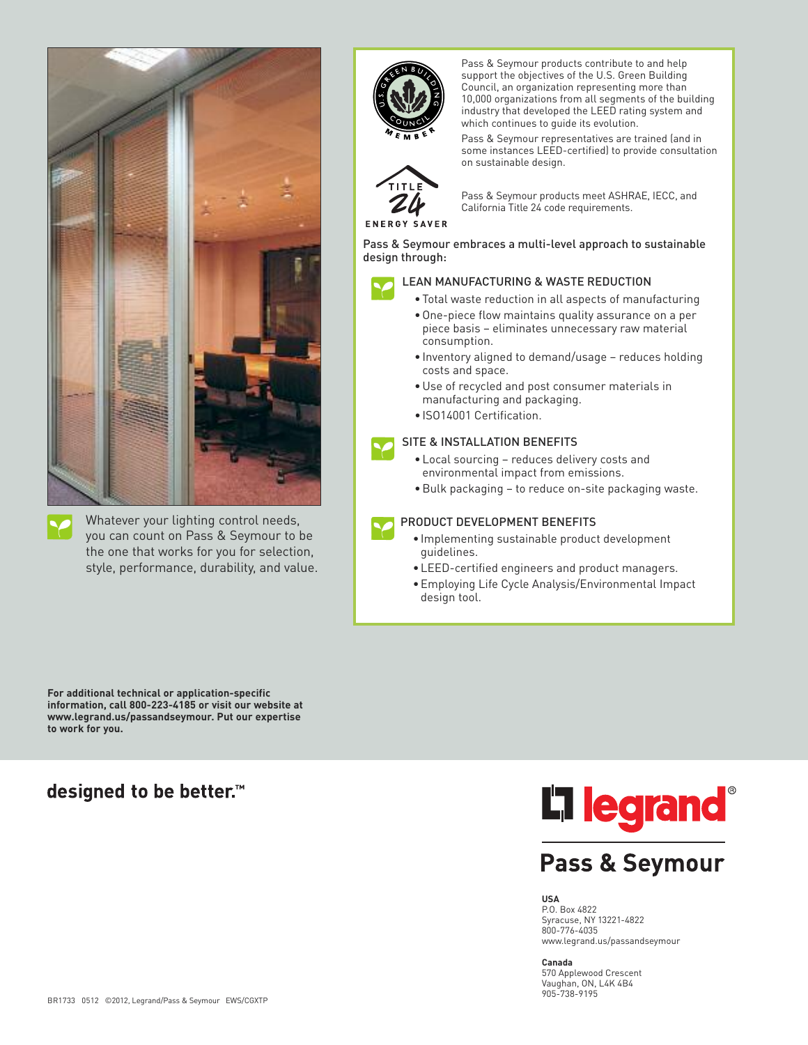Whatever your lighting control needs, you can count on Pass & Seymour to be the one that works for you for selection, style, performance, durability, and value.

Pass & Seymour products contribute to and help support the objectives of the U.S. Green Building Council, an organization representing more than 10,000 organizations from all segments of the building industry that developed the LEED rating system and which continues to guide its evolution.

Pass & Seymour representatives are trained (and in some instances LEED-certified) to provide consultation on sustainable design.

Pass & Seymour products meet ASHRAE, IECC, and California Title 24 code requirements.

Pass & Seymour embraces a multi-level approach to sustainable design through:

### LEAN MANUFACTURING & WASTE REDUCTION

- Total waste reduction in all aspects of manufacturing
- One-piece flow maintains quality assurance on a per piece basis – eliminates unnecessary raw material consumption.
- Inventory aligned to demand/usage – reduces holding costs and space.
- Use of recycled and post consumer materials in manufacturing and packaging.
- ISO14001 Certification.

### SITE & INSTALLATION BENEFITS

- Local sourcing – reduces delivery costs and environmental impact from emissions.
- Bulk packaging – to reduce on-site packaging waste.

### PRODUCT DEVELOPMENT BENEFITS

- Implementing sustainable product development guidelines.
- LEED-certified engineers and product managers.
- Employing Life Cycle Analysis/Environmental Impact design tool.

**For additional technical or application-specific information, call 800-223-4185 or visit our website at www.legrand.us/passandseymour. Put our expertise to work for you.**

**designed to be better.™**

legrand®

**Pass & Seymour**

**USA**
P.O. Box 4822
Syracuse, NY 13221-4822
800-776-4035
www.legrand.us/passandseymour

**Canada**
570 Applewood Crescent
Vaughan, ON, L4K 4B4
905-738-9195

BR1733 0512 ©2012, Legrand/Pass & Seymour EWS/CGXTP